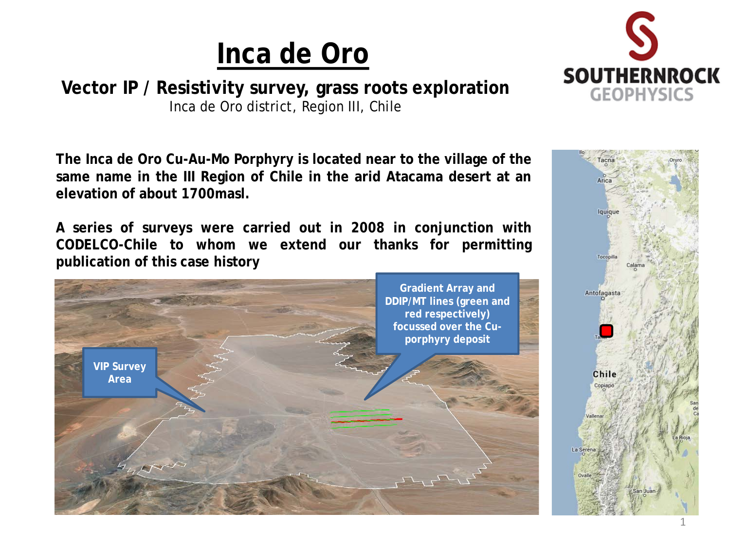# Inca de Oro

## Vector IP / Resistivity survey, grass roots exploration

Inca de Oro district, Region III, Chile

**The Inca de Oro Cu-Au-Mo Porphyry is located near to the village of the same name in the III Region of Chile in the arid Atacama desert at an elevation of about 1700masl.**

**A series of surveys were carried out in 2008 in conjunction with CODELCO-Chile to whom we extend our thanks for permitting publication of this case history**

VIP Survey Area

Gradient Array and DDIP/MT lines (green and red respectively) focussed over the Cu-porphyry deposit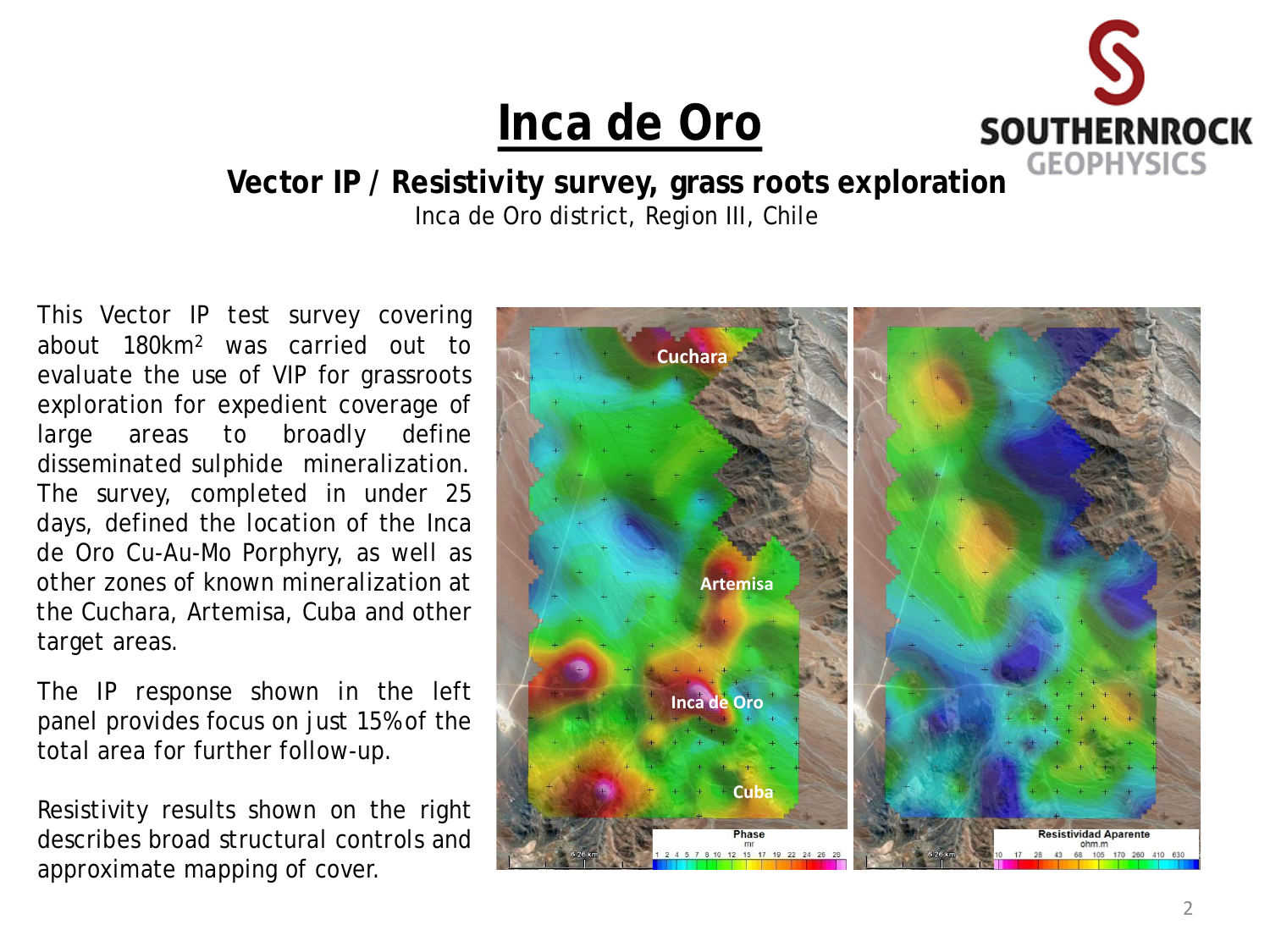# Inca de Oro

## Vector IP / Resistivity survey, grass roots exploration

Inca de Oro district, Region III, Chile

This Vector IP test survey covering about 180km$^2$ was carried out to evaluate the use of VIP for grassroots exploration for expedient coverage of large areas to broadly define disseminated sulphide mineralization. The survey, completed in under 25 days, defined the location of the Inca de Oro Cu-Au-Mo Porphyry, as well as other zones of known mineralization at the Cuchara, Artemisa, Cuba and other target areas.

The IP response shown in the left panel provides focus on just 15% of the total area for further follow-up.

Resistivity results shown on the right describes broad structural controls and approximate mapping of cover.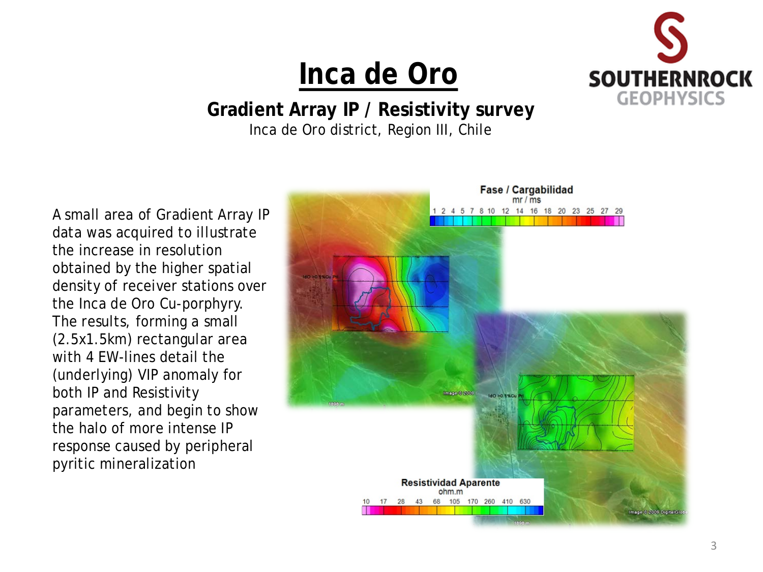# Inca de Oro

## Gradient Array IP / Resistivity survey

Inca de Oro district, Region III, Chile

A small area of Gradient Array IP data was acquired to illustrate the increase in resolution obtained by the higher spatial density of receiver stations over the Inca de Oro Cu-porphyry. The results, forming a small (2.5x1.5km) rectangular area with 4 EW-lines detail the (underlying) VIP anomaly for both IP and Resistivity parameters, and begin to show the halo of more intense IP response caused by peripheral pyritic mineralization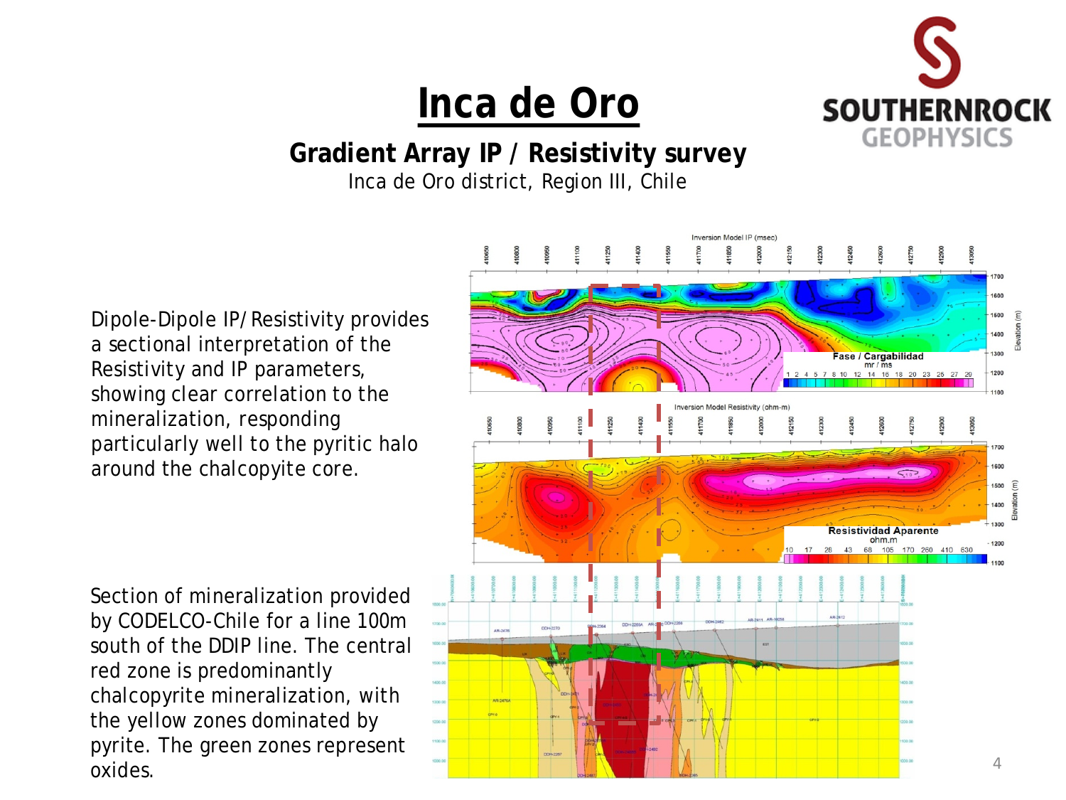# Inca de Oro

## Gradient Array IP / Resistivity survey

Inca de Oro district, Region III, Chile

Dipole-Dipole IP/Resistivity provides a sectional interpretation of the Resistivity and IP parameters, showing clear correlation to the mineralization, responding particularly well to the pyritic halo around the chalcopyite core.

Section of mineralization provided by CODELCO-Chile for a line 100m south of the DDIP line. The central red zone is predominantly chalcopyrite mineralization, with the yellow zones dominated by pyrite. The green zones represent oxides.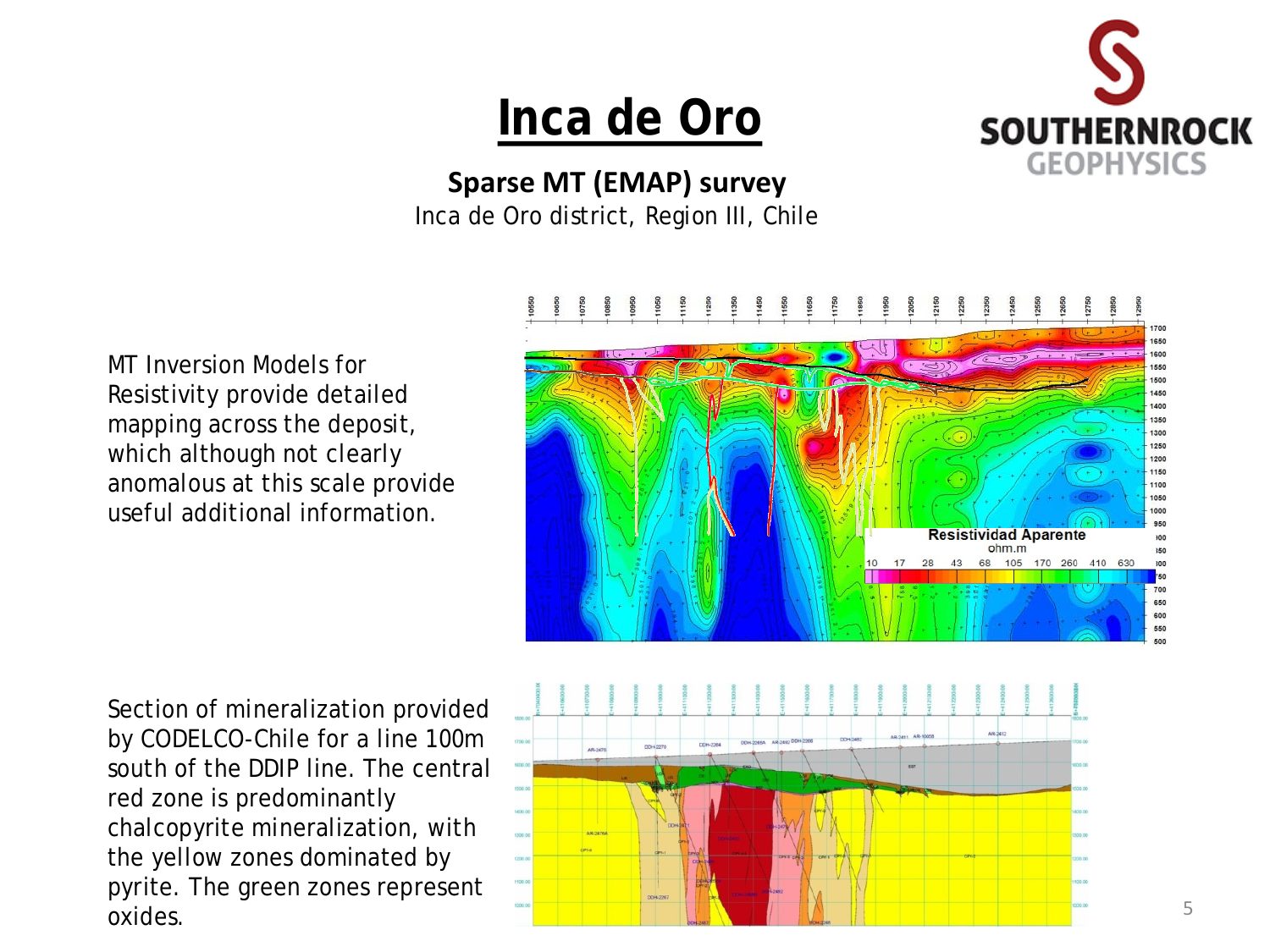# Inca de Oro

SOUTHERNROCK GEOPHYSICS

**Sparse MT (EMAP) survey**

Inca de Oro district, Region III, Chile

MT Inversion Models for Resistivity provide detailed mapping across the deposit, which although not clearly anomalous at this scale provide useful additional information.

Resistividad Aparente
ohm.m
10 17 28 43 68 105 170 260 410 630

Section of mineralization provided by CODELCO-Chile for a line 100m south of the DDIP line. The central red zone is predominantly chalcopyrite mineralization, with the yellow zones dominated by pyrite. The green zones represent oxides.